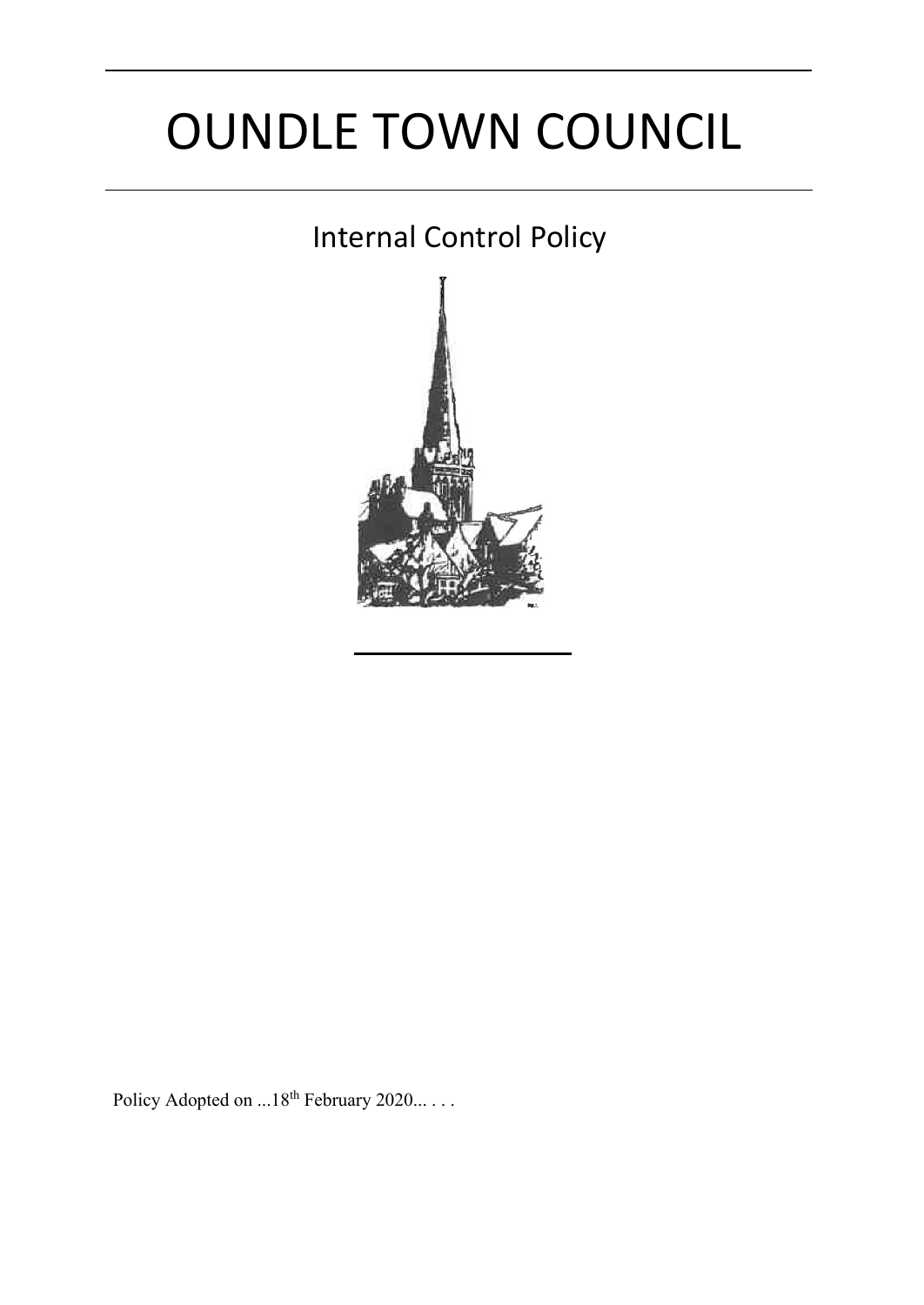# OUNDLE TOWN COUNCIL

## Internal Control Policy

Policy Adopted on ...18th February 2020... . . .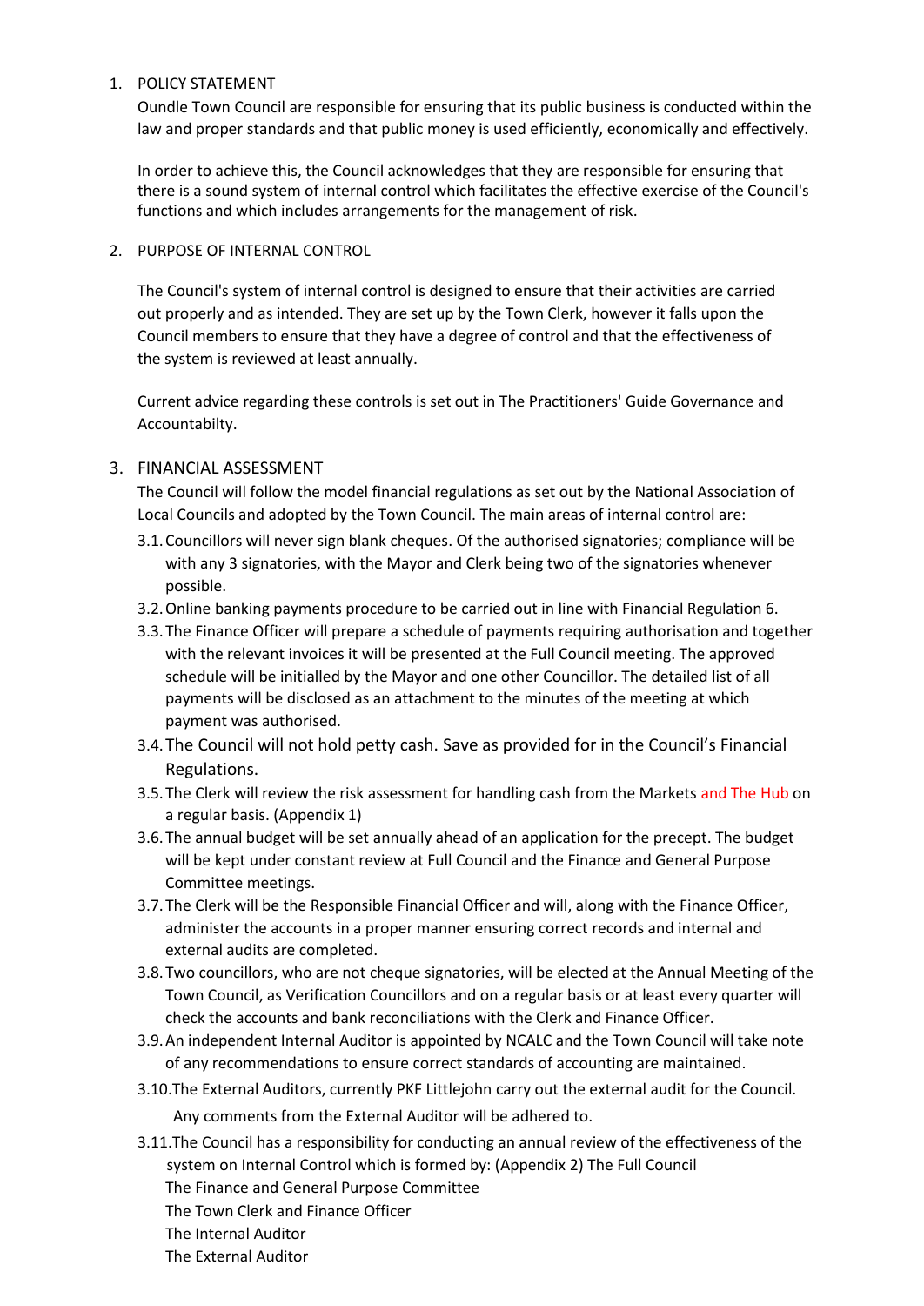1. POLICY STATEMENT

   Oundle Town Council are responsible for ensuring that its public business is conducted within the law and proper standards and that public money is used efficiently, economically and effectively.

   In order to achieve this, the Council acknowledges that they are responsible for ensuring that there is a sound system of internal control which facilitates the effective exercise of the Council's functions and which includes arrangements for the management of risk.

2. PURPOSE OF INTERNAL CONTROL

   The Council's system of internal control is designed to ensure that their activities are carried out properly and as intended. They are set up by the Town Clerk, however it falls upon the Council members to ensure that they have a degree of control and that the effectiveness of the system is reviewed at least annually.

   Current advice regarding these controls is set out in The Practitioners' Guide Governance and Accountabilty.

3. FINANCIAL ASSESSMENT

   The Council will follow the model financial regulations as set out by the National Association of Local Councils and adopted by the Town Council. The main areas of internal control are:

   3.1. Councillors will never sign blank cheques. Of the authorised signatories; compliance will be with any 3 signatories, with the Mayor and Clerk being two of the signatories whenever possible.

   3.2. Online banking payments procedure to be carried out in line with Financial Regulation 6.

   3.3. The Finance Officer will prepare a schedule of payments requiring authorisation and together with the relevant invoices it will be presented at the Full Council meeting. The approved schedule will be initialled by the Mayor and one other Councillor. The detailed list of all payments will be disclosed as an attachment to the minutes of the meeting at which payment was authorised.

   3.4. The Council will not hold petty cash. Save as provided for in the Council's Financial Regulations.

   3.5. The Clerk will review the risk assessment for handling cash from the Markets and The Hub on a regular basis. (Appendix 1)

   3.6. The annual budget will be set annually ahead of an application for the precept. The budget will be kept under constant review at Full Council and the Finance and General Purpose Committee meetings.

   3.7. The Clerk will be the Responsible Financial Officer and will, along with the Finance Officer, administer the accounts in a proper manner ensuring correct records and internal and external audits are completed.

   3.8. Two councillors, who are not cheque signatories, will be elected at the Annual Meeting of the Town Council, as Verification Councillors and on a regular basis or at least every quarter will check the accounts and bank reconciliations with the Clerk and Finance Officer.

   3.9. An independent Internal Auditor is appointed by NCALC and the Town Council will take note of any recommendations to ensure correct standards of accounting are maintained.

   3.10. The External Auditors, currently PKF Littlejohn carry out the external audit for the Council. Any comments from the External Auditor will be adhered to.

   3.11. The Council has a responsibility for conducting an annual review of the effectiveness of the system on Internal Control which is formed by: (Appendix 2) The Full Council

   The Finance and General Purpose Committee

   The Town Clerk and Finance Officer

   The Internal Auditor

   The External Auditor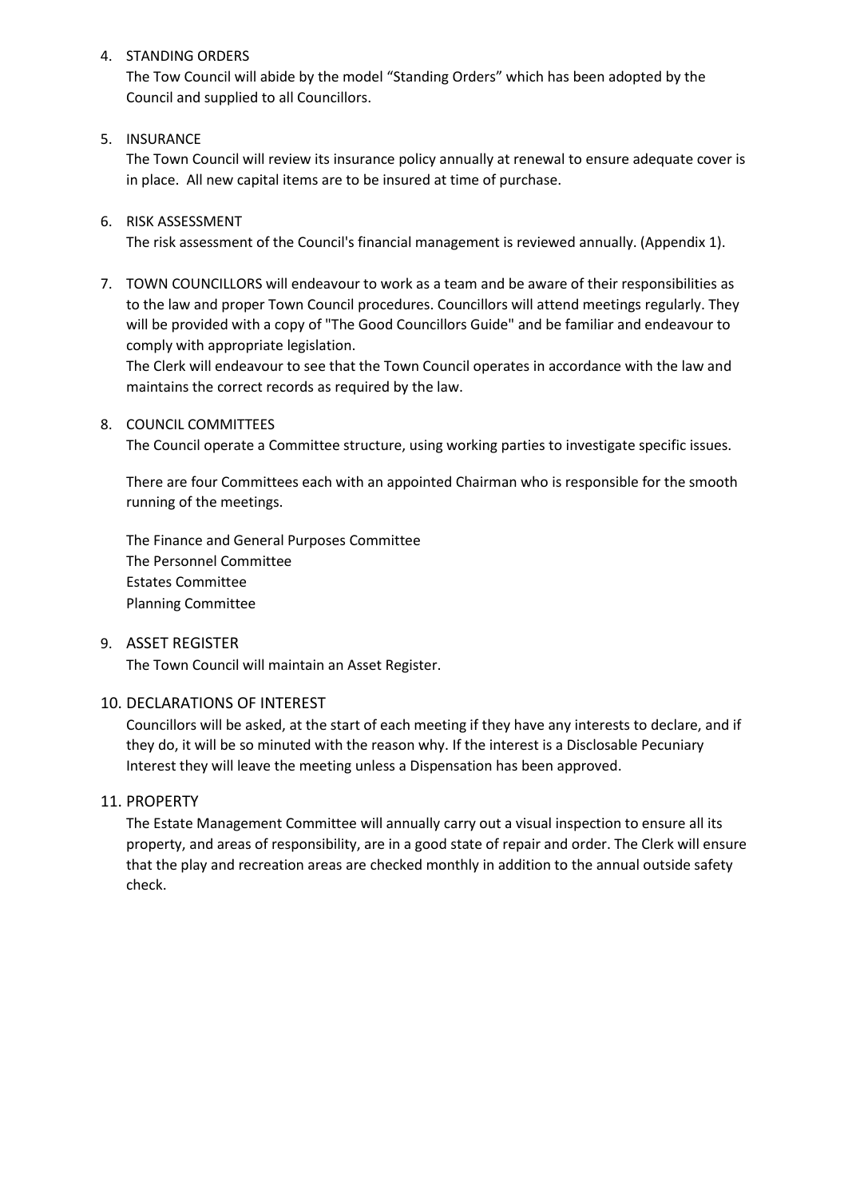4. STANDING ORDERS

   The Tow Council will abide by the model "Standing Orders" which has been adopted by the Council and supplied to all Councillors.

5. INSURANCE

   The Town Council will review its insurance policy annually at renewal to ensure adequate cover is in place. All new capital items are to be insured at time of purchase.

6. RISK ASSESSMENT

   The risk assessment of the Council's financial management is reviewed annually. (Appendix 1).

7. TOWN COUNCILLORS will endeavour to work as a team and be aware of their responsibilities as to the law and proper Town Council procedures. Councillors will attend meetings regularly. They will be provided with a copy of "The Good Councillors Guide" and be familiar and endeavour to comply with appropriate legislation.

   The Clerk will endeavour to see that the Town Council operates in accordance with the law and maintains the correct records as required by the law.

8. COUNCIL COMMITTEES

   The Council operate a Committee structure, using working parties to investigate specific issues.

   There are four Committees each with an appointed Chairman who is responsible for the smooth running of the meetings.

   The Finance and General Purposes Committee
   The Personnel Committee
   Estates Committee
   Planning Committee

9. ASSET REGISTER

   The Town Council will maintain an Asset Register.

10. DECLARATIONS OF INTEREST

    Councillors will be asked, at the start of each meeting if they have any interests to declare, and if they do, it will be so minuted with the reason why. If the interest is a Disclosable Pecuniary Interest they will leave the meeting unless a Dispensation has been approved.

11. PROPERTY

    The Estate Management Committee will annually carry out a visual inspection to ensure all its property, and areas of responsibility, are in a good state of repair and order. The Clerk will ensure that the play and recreation areas are checked monthly in addition to the annual outside safety check.